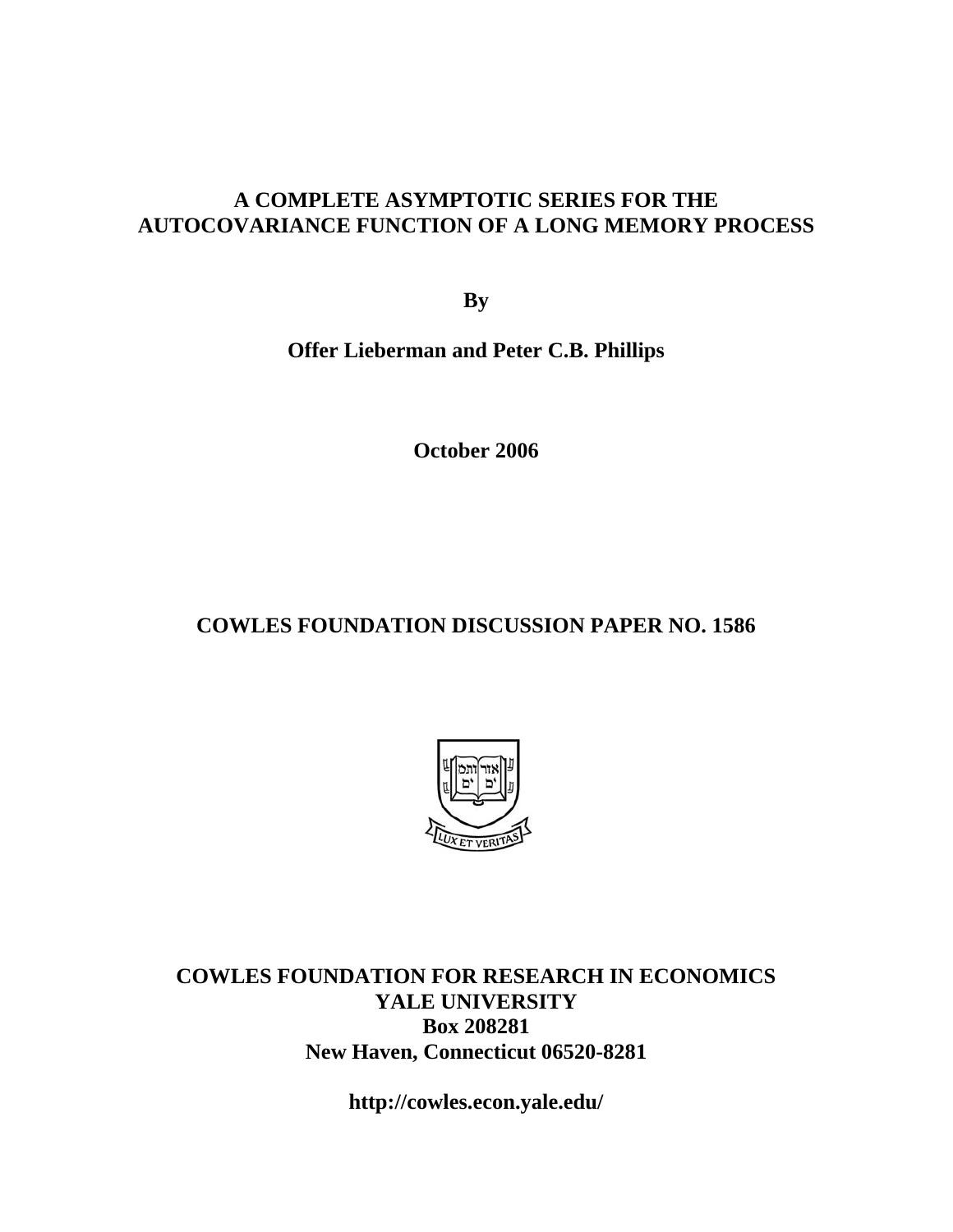# A COMPLETE ASYMPTOTIC SERIES FOR THE AUTOCOVARIANCE FUNCTION OF A LONG MEMORY PROCESS

**By**

**Offer Lieberman and Peter C.B. Phillips**

**October 2006**

## COWLES FOUNDATION DISCUSSION PAPER NO. 1586

**COWLES FOUNDATION FOR RESEARCH IN ECONOMICS**
**YALE UNIVERSITY**
**Box 208281**
**New Haven, Connecticut 06520-8281**

**http://cowles.econ.yale.edu/**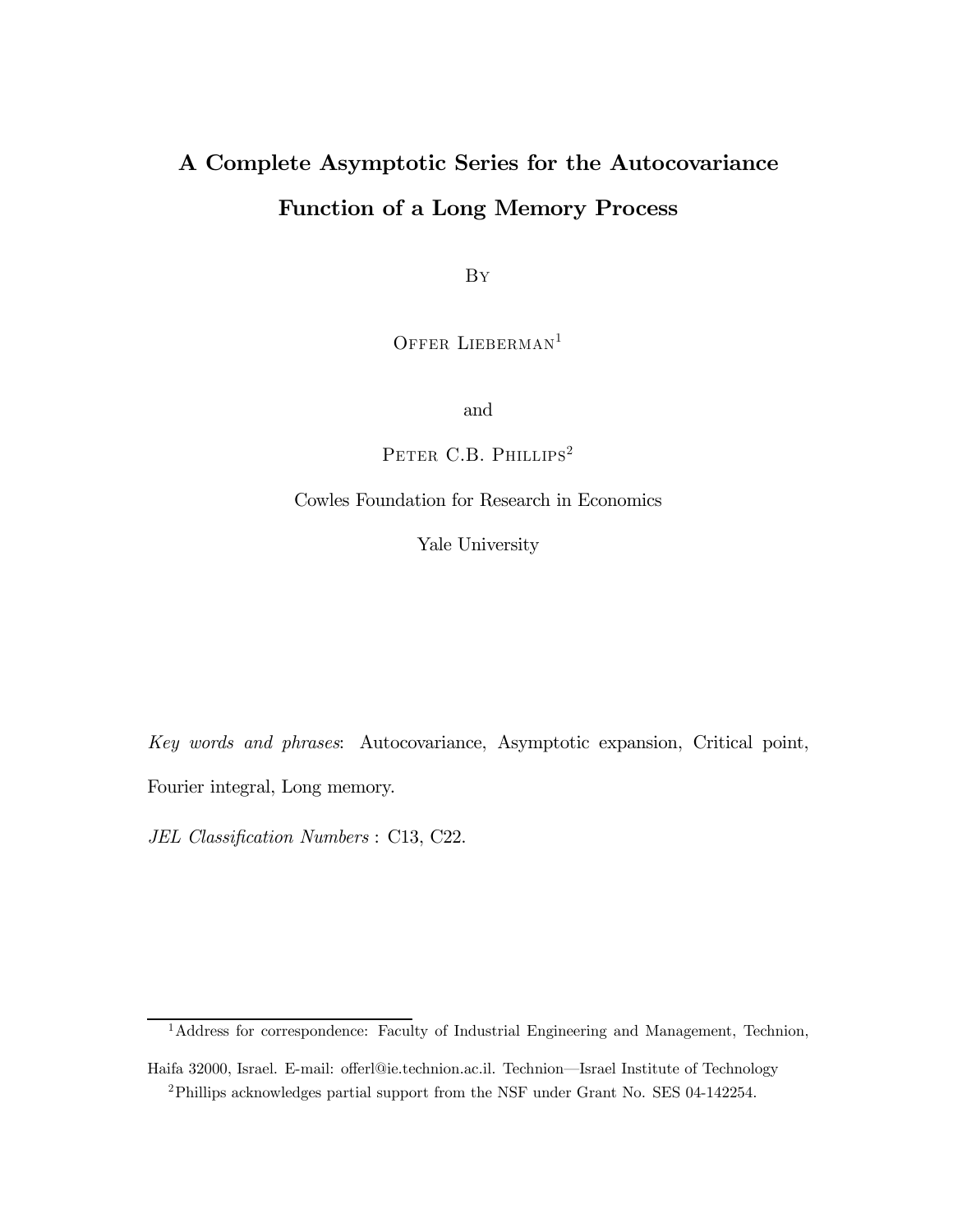# A Complete Asymptotic Series for the Autocovariance Function of a Long Memory Process

By

Offer Lieberman[1]

and

Peter C.B. Phillips[2]

Cowles Foundation for Research in Economics

Yale University

*Key words and phrases*: Autocovariance, Asymptotic expansion, Critical point, Fourier integral, Long memory.

*JEL Classification Numbers* : C13, C22.

---

[1] Address for correspondence: Faculty of Industrial Engineering and Management, Technion, Haifa 32000, Israel. E-mail: offerl@ie.technion.ac.il. Technion—Israel Institute of Technology

[2] Phillips acknowledges partial support from the NSF under Grant No. SES 04-142254.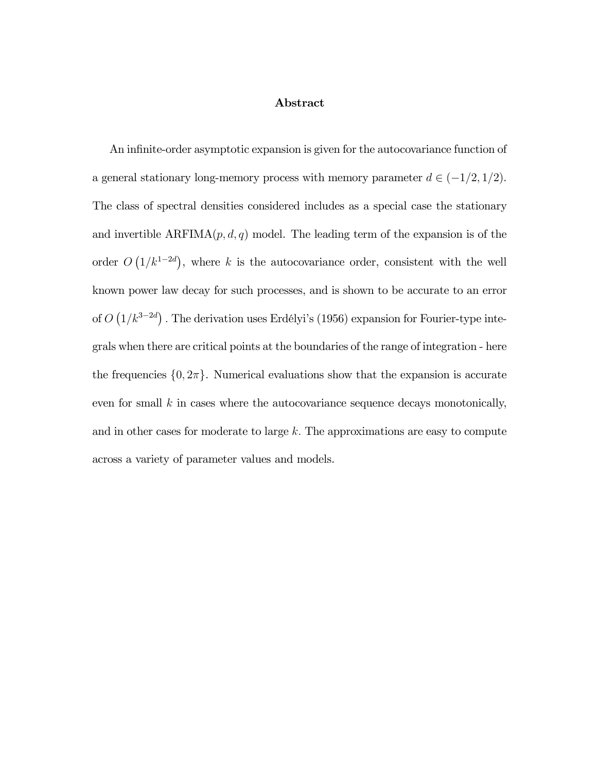## Abstract

An infinite-order asymptotic expansion is given for the autocovariance function of a general stationary long-memory process with memory parameter $d \in (-1/2, 1/2)$. The class of spectral densities considered includes as a special case the stationary and invertible ARFIMA$(p, d, q)$ model. The leading term of the expansion is of the order $O\left(1/k^{1-2d}\right)$, where $k$ is the autocovariance order, consistent with the well known power law decay for such processes, and is shown to be accurate to an error of $O\left(1/k^{3-2d}\right)$. The derivation uses Erdélyi's (1956) expansion for Fourier-type integrals when there are critical points at the boundaries of the range of integration - here the frequencies $\{0, 2\pi\}$. Numerical evaluations show that the expansion is accurate even for small $k$ in cases where the autocovariance sequence decays monotonically, and in other cases for moderate to large $k$. The approximations are easy to compute across a variety of parameter values and models.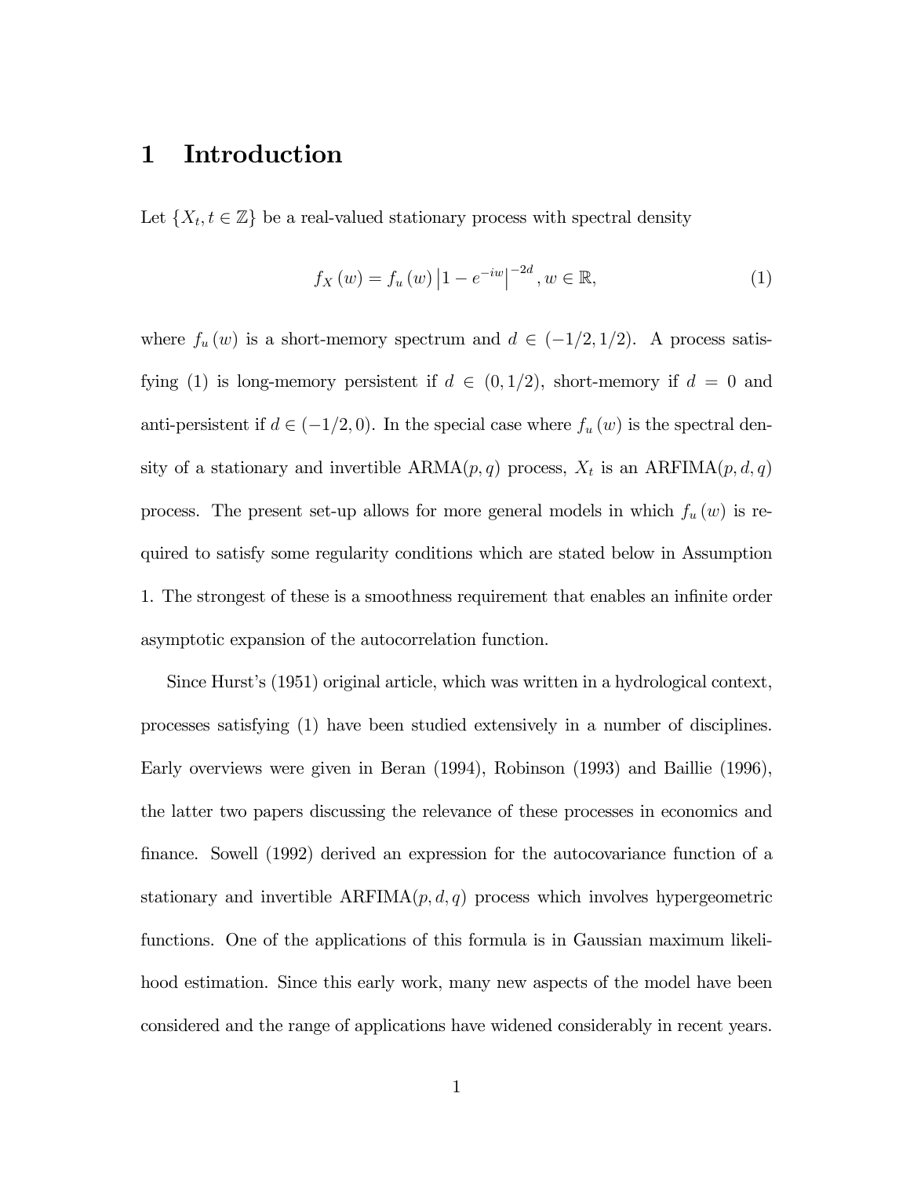# 1 Introduction

Let $\{X_t, t \in \mathbb{Z}\}$ be a real-valued stationary process with spectral density

$$f_X(w) = f_u(w) \left|1 - e^{-iw}\right|^{-2d}, w \in \mathbb{R}, \tag{1}$$

where $f_u(w)$ is a short-memory spectrum and $d \in (-1/2, 1/2)$. A process satisfying (1) is long-memory persistent if $d \in (0, 1/2)$, short-memory if $d = 0$ and anti-persistent if $d \in (-1/2, 0)$. In the special case where $f_u(w)$ is the spectral density of a stationary and invertible ARMA$(p, q)$ process, $X_t$ is an ARFIMA$(p, d, q)$ process. The present set-up allows for more general models in which $f_u(w)$ is required to satisfy some regularity conditions which are stated below in Assumption 1. The strongest of these is a smoothness requirement that enables an infinite order asymptotic expansion of the autocorrelation function.

Since Hurst's (1951) original article, which was written in a hydrological context, processes satisfying (1) have been studied extensively in a number of disciplines. Early overviews were given in Beran (1994), Robinson (1993) and Baillie (1996), the latter two papers discussing the relevance of these processes in economics and finance. Sowell (1992) derived an expression for the autocovariance function of a stationary and invertible ARFIMA$(p, d, q)$ process which involves hypergeometric functions. One of the applications of this formula is in Gaussian maximum likelihood estimation. Since this early work, many new aspects of the model have been considered and the range of applications have widened considerably in recent years.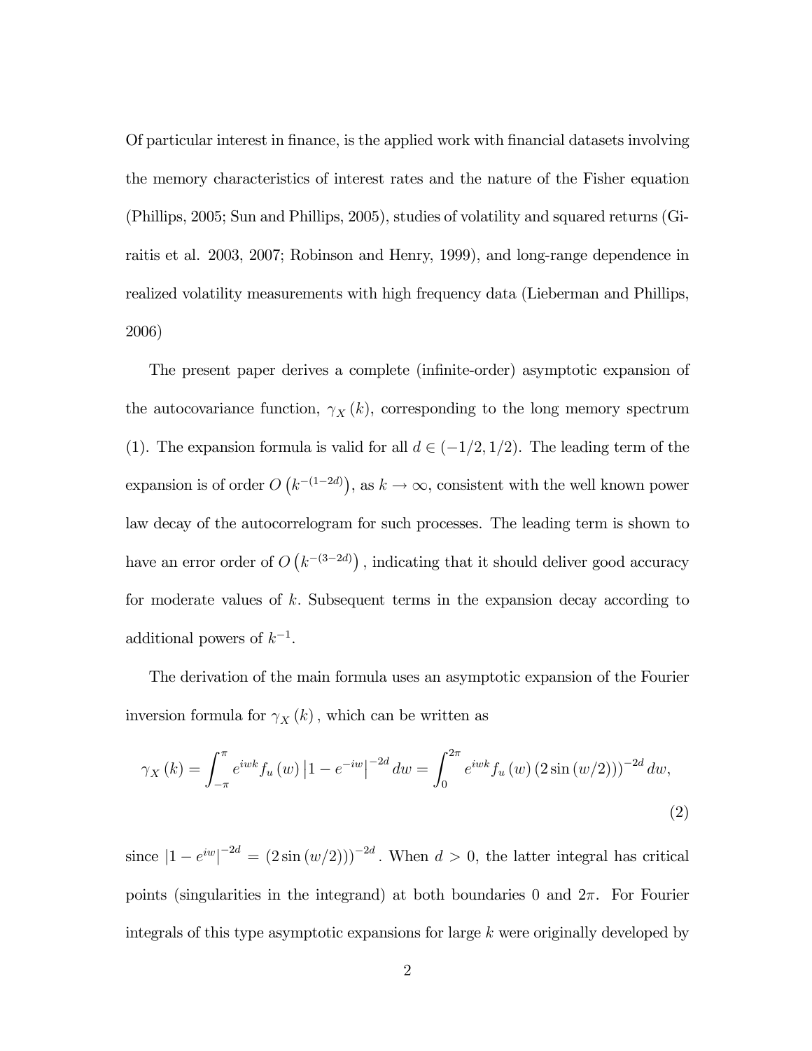Of particular interest in finance, is the applied work with financial datasets involving the memory characteristics of interest rates and the nature of the Fisher equation (Phillips, 2005; Sun and Phillips, 2005), studies of volatility and squared returns (Giraitis et al. 2003, 2007; Robinson and Henry, 1999), and long-range dependence in realized volatility measurements with high frequency data (Lieberman and Phillips, 2006)

The present paper derives a complete (infinite-order) asymptotic expansion of the autocovariance function, $\gamma_X(k)$, corresponding to the long memory spectrum (1). The expansion formula is valid for all $d \in (-1/2, 1/2)$. The leading term of the expansion is of order $O\left(k^{-(1-2d)}\right)$, as $k \to \infty$, consistent with the well known power law decay of the autocorrelogram for such processes. The leading term is shown to have an error order of $O\left(k^{-(3-2d)}\right)$, indicating that it should deliver good accuracy for moderate values of $k$. Subsequent terms in the expansion decay according to additional powers of $k^{-1}$.

The derivation of the main formula uses an asymptotic expansion of the Fourier inversion formula for $\gamma_X(k)$, which can be written as

$$\gamma_X(k) = \int_{-\pi}^{\pi} e^{iwk} f_u(w) \left|1 - e^{-iw}\right|^{-2d} dw = \int_0^{2\pi} e^{iwk} f_u(w) \left(2 \sin(w/2)\right)^{-2d} dw, \tag{2}$$

since $\left|1 - e^{iw}\right|^{-2d} = \left(2 \sin(w/2)\right)^{-2d}$. When $d > 0$, the latter integral has critical points (singularities in the integrand) at both boundaries 0 and $2\pi$. For Fourier integrals of this type asymptotic expansions for large $k$ were originally developed by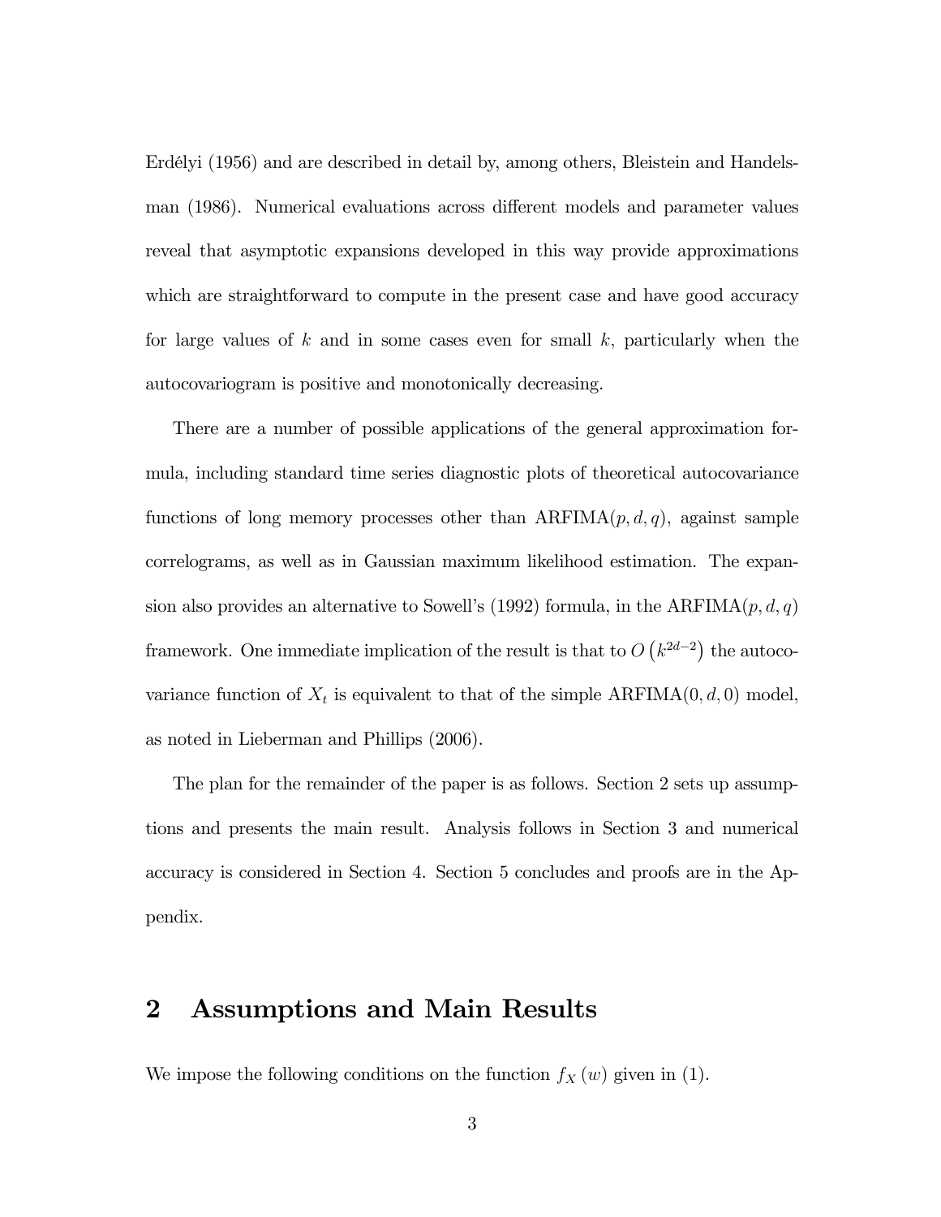Erdélyi (1956) and are described in detail by, among others, Bleistein and Handelsman (1986). Numerical evaluations across different models and parameter values reveal that asymptotic expansions developed in this way provide approximations which are straightforward to compute in the present case and have good accuracy for large values of $k$ and in some cases even for small $k$, particularly when the autocovariogram is positive and monotonically decreasing.

There are a number of possible applications of the general approximation formula, including standard time series diagnostic plots of theoretical autocovariance functions of long memory processes other than ARFIMA$(p, d, q)$, against sample correlograms, as well as in Gaussian maximum likelihood estimation. The expansion also provides an alternative to Sowell's (1992) formula, in the ARFIMA$(p, d, q)$ framework. One immediate implication of the result is that to $O\left(k^{2d-2}\right)$ the autocovariance function of $X_t$ is equivalent to that of the simple ARFIMA$(0, d, 0)$ model, as noted in Lieberman and Phillips (2006).

The plan for the remainder of the paper is as follows. Section 2 sets up assumptions and presents the main result. Analysis follows in Section 3 and numerical accuracy is considered in Section 4. Section 5 concludes and proofs are in the Appendix.

## 2 Assumptions and Main Results

We impose the following conditions on the function $f_X(w)$ given in (1).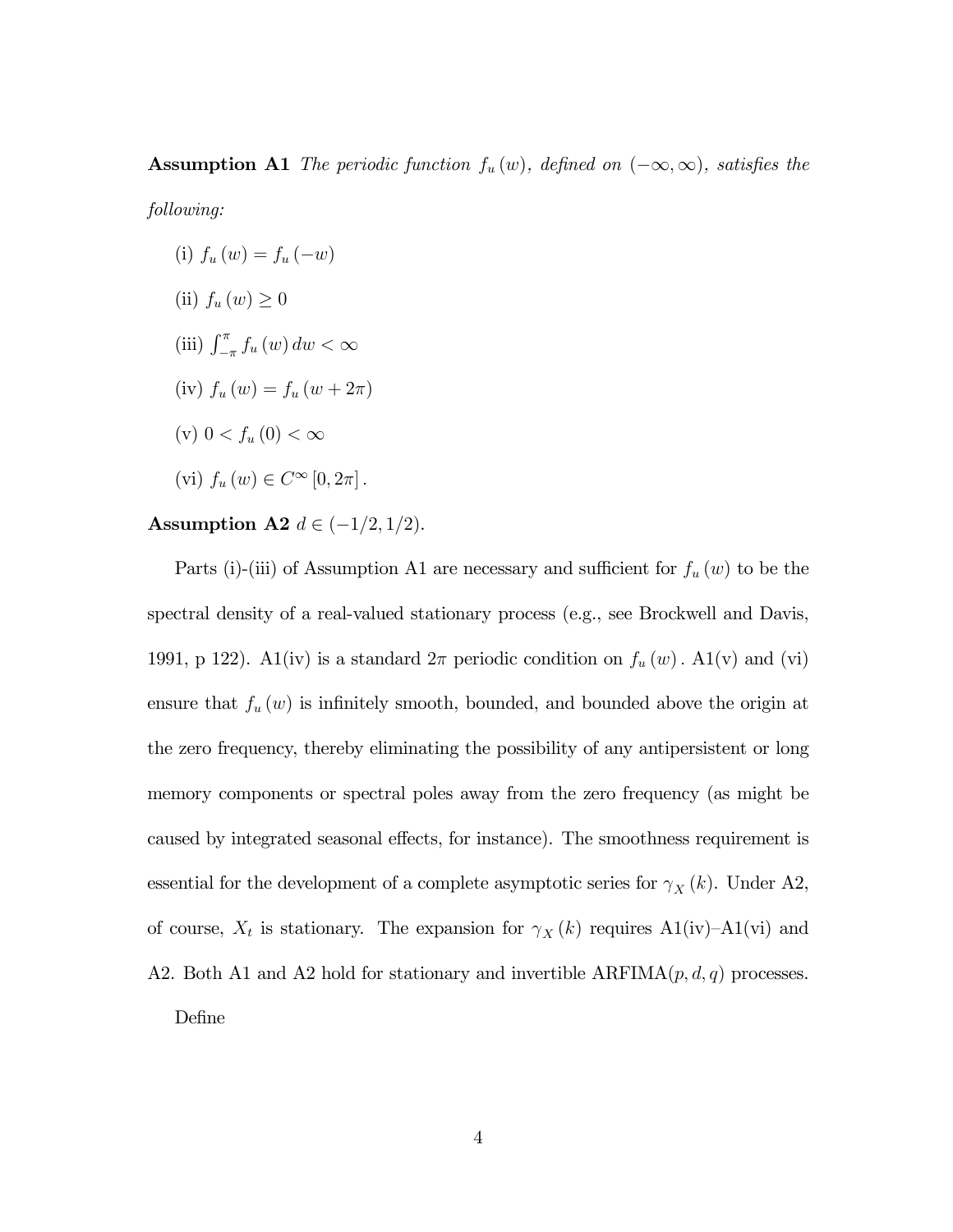**Assumption A1** *The periodic function $f_u(w)$, defined on $(-\infty, \infty)$, satisfies the following:*

(i) $f_u(w) = f_u(-w)$

(ii) $f_u(w) \geq 0$

(iii) $\int_{-\pi}^{\pi} f_u(w)\, dw < \infty$

(iv) $f_u(w) = f_u(w + 2\pi)$

(v) $0 < f_u(0) < \infty$

(vi) $f_u(w) \in C^{\infty}[0, 2\pi]$.

**Assumption A2** $d \in (-1/2, 1/2)$.

Parts (i)-(iii) of Assumption A1 are necessary and sufficient for $f_u(w)$ to be the spectral density of a real-valued stationary process (e.g., see Brockwell and Davis, 1991, p 122). A1(iv) is a standard $2\pi$ periodic condition on $f_u(w)$. A1(v) and (vi) ensure that $f_u(w)$ is infinitely smooth, bounded, and bounded above the origin at the zero frequency, thereby eliminating the possibility of any antipersistent or long memory components or spectral poles away from the zero frequency (as might be caused by integrated seasonal effects, for instance). The smoothness requirement is essential for the development of a complete asymptotic series for $\gamma_X(k)$. Under A2, of course, $X_t$ is stationary. The expansion for $\gamma_X(k)$ requires A1(iv)–A1(vi) and A2. Both A1 and A2 hold for stationary and invertible ARFIMA$(p, d, q)$ processes.

Define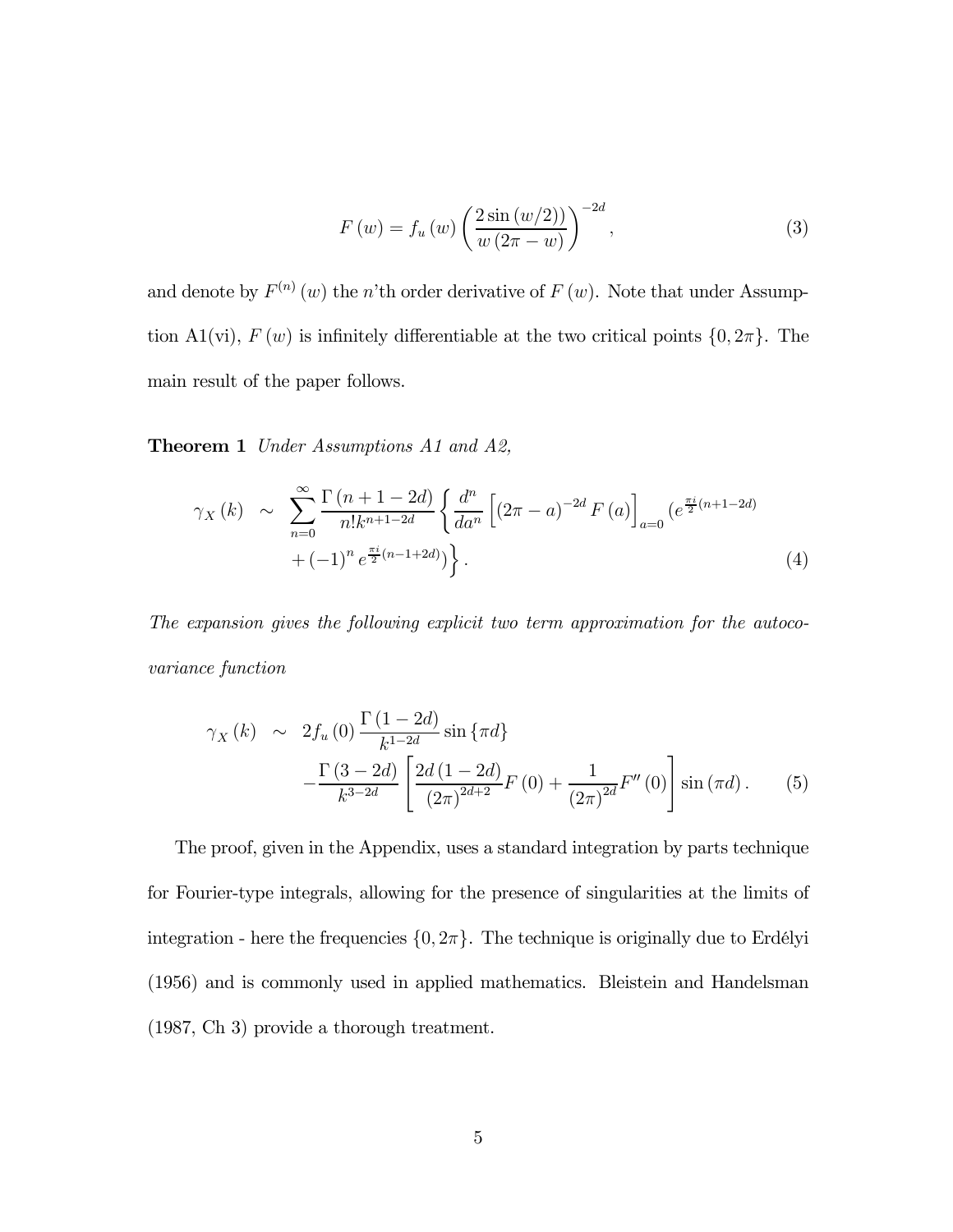$$F(w) = f_u(w) \left( \frac{2 \sin(w/2))}{w(2\pi - w)} \right)^{-2d}, \tag{3}$$

and denote by $F^{(n)}(w)$ the $n$'th order derivative of $F(w)$. Note that under Assumption A1(vi), $F(w)$ is infinitely differentiable at the two critical points $\{0, 2\pi\}$. The main result of the paper follows.

**Theorem 1** *Under Assumptions A1 and A2,*

$$\begin{aligned} \gamma_X(k) \quad &\sim \quad \sum_{n=0}^{\infty} \frac{\Gamma(n+1-2d)}{n! k^{n+1-2d}} \left\{ \frac{d^n}{da^n} \left[ (2\pi - a)^{-2d} F(a) \right]_{a=0} (e^{\frac{\pi i}{2}(n+1-2d)} \right. \\ &\quad \left. + (-1)^n e^{\frac{\pi i}{2}(n-1+2d)}) \right\}. \end{aligned} \tag{4}$$

*The expansion gives the following explicit two term approximation for the autocovariance function*

$$\begin{aligned} \gamma_X(k) \quad &\sim \quad 2 f_u(0) \frac{\Gamma(1-2d)}{k^{1-2d}} \sin\{\pi d\} \\ &\quad - \frac{\Gamma(3-2d)}{k^{3-2d}} \left[ \frac{2d(1-2d)}{(2\pi)^{2d+2}} F(0) + \frac{1}{(2\pi)^{2d}} F''(0) \right] \sin(\pi d). \end{aligned} \tag{5}$$

The proof, given in the Appendix, uses a standard integration by parts technique for Fourier-type integrals, allowing for the presence of singularities at the limits of integration - here the frequencies $\{0, 2\pi\}$. The technique is originally due to Erdélyi (1956) and is commonly used in applied mathematics. Bleistein and Handelsman (1987, Ch 3) provide a thorough treatment.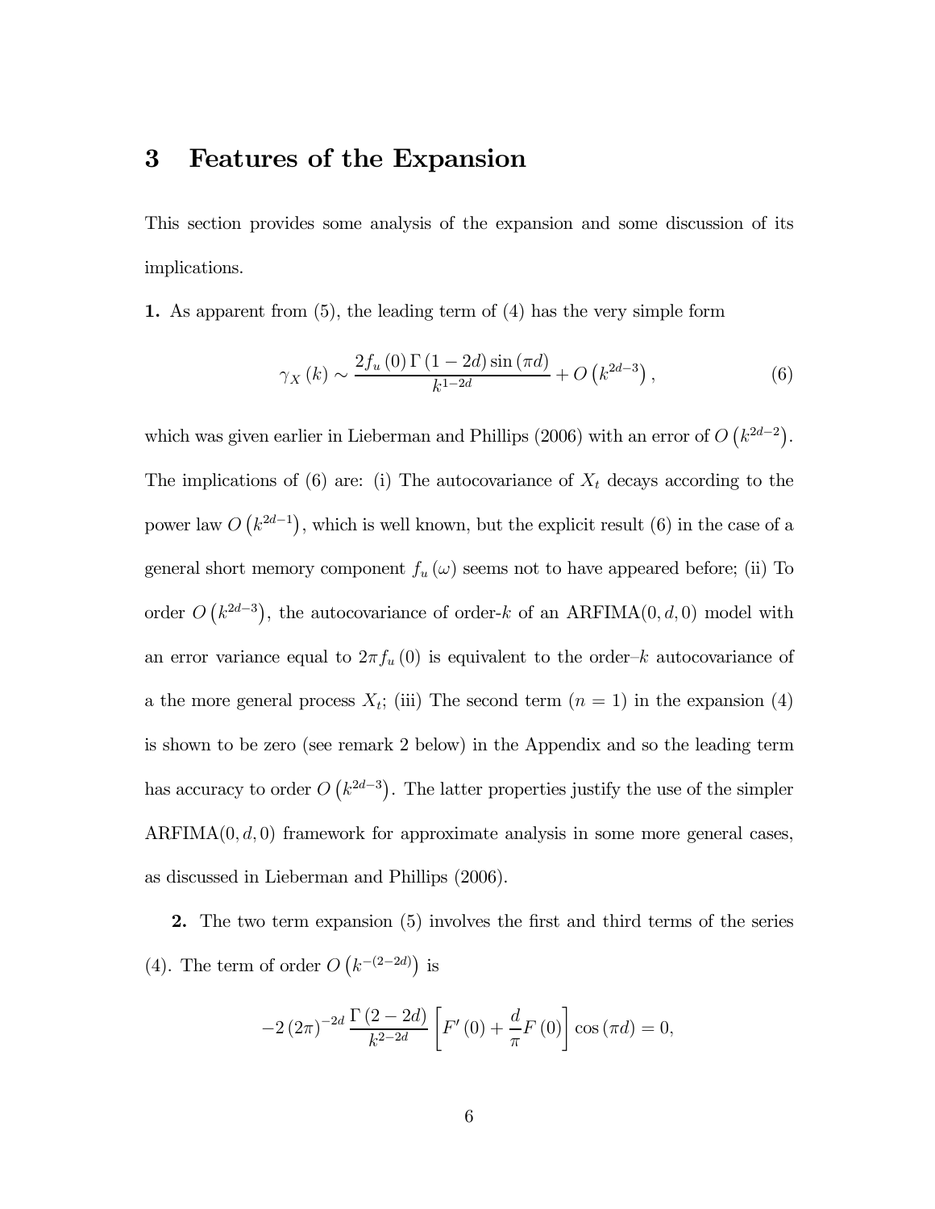## 3 Features of the Expansion

This section provides some analysis of the expansion and some discussion of its implications.

**1.** As apparent from (5), the leading term of (4) has the very simple form

$$\gamma_X(k) \sim \frac{2 f_u(0) \Gamma(1-2d) \sin(\pi d)}{k^{1-2d}} + O\left(k^{2d-3}\right), \tag{6}$$

which was given earlier in Lieberman and Phillips (2006) with an error of $O\left(k^{2d-2}\right)$. The implications of (6) are: (i) The autocovariance of $X_t$ decays according to the power law $O\left(k^{2d-1}\right)$, which is well known, but the explicit result (6) in the case of a general short memory component $f_u(\omega)$ seems not to have appeared before; (ii) To order $O\left(k^{2d-3}\right)$, the autocovariance of order-$k$ of an ARFIMA$(0,d,0)$ model with an error variance equal to $2\pi f_u(0)$ is equivalent to the order–$k$ autocovariance of a the more general process $X_t$; (iii) The second term ($n = 1$) in the expansion (4) is shown to be zero (see remark 2 below) in the Appendix and so the leading term has accuracy to order $O\left(k^{2d-3}\right)$. The latter properties justify the use of the simpler ARFIMA$(0,d,0)$ framework for approximate analysis in some more general cases, as discussed in Lieberman and Phillips (2006).

**2.** The two term expansion (5) involves the first and third terms of the series (4). The term of order $O\left(k^{-(2-2d)}\right)$ is

$$-2(2\pi)^{-2d} \frac{\Gamma(2-2d)}{k^{2-2d}} \left[F'(0) + \frac{d}{\pi} F(0)\right] \cos(\pi d) = 0,$$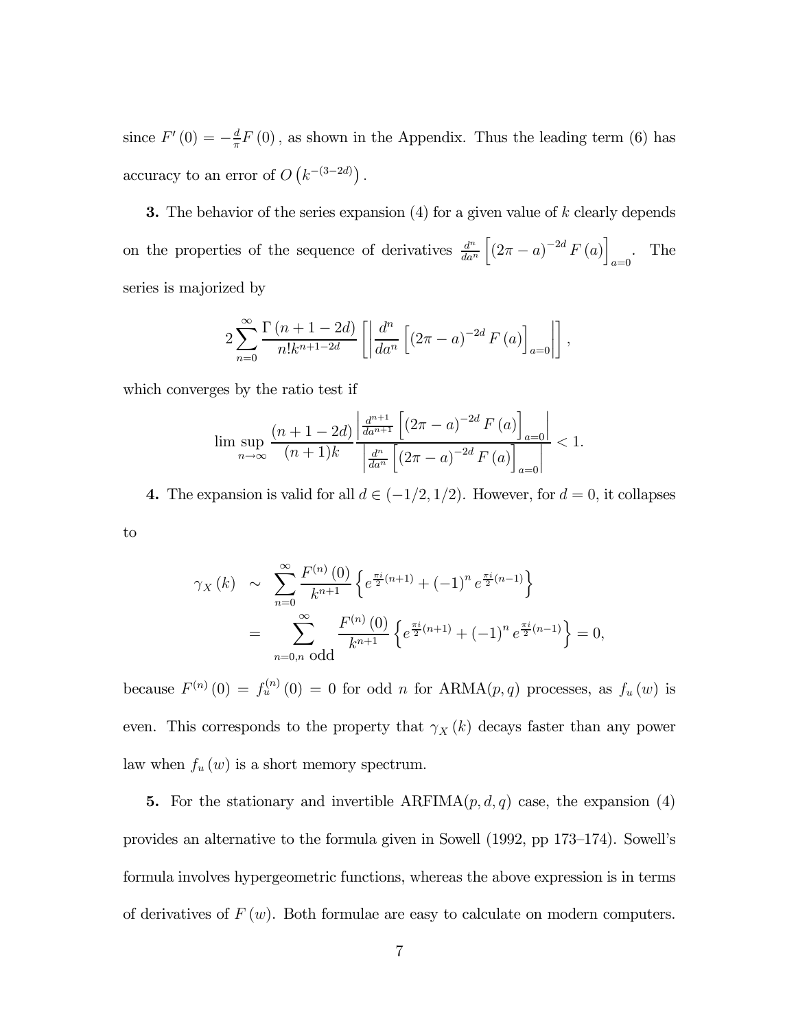since $F'(0) = -\frac{d}{\pi}F(0)$, as shown in the Appendix. Thus the leading term (6) has accuracy to an error of $O\left(k^{-(3-2d)}\right)$.

**3.** The behavior of the series expansion (4) for a given value of $k$ clearly depends on the properties of the sequence of derivatives $\frac{d^n}{da^n}\left[(2\pi - a)^{-2d} F(a)\right]_{a=0}$. The series is majorized by

$$2\sum_{n=0}^{\infty} \frac{\Gamma(n+1-2d)}{n! k^{n+1-2d}} \left[\left|\frac{d^n}{da^n}\left[(2\pi - a)^{-2d} F(a)\right]_{a=0}\right|\right],$$

which converges by the ratio test if

$$\limsup_{n\to\infty} \frac{(n+1-2d)}{(n+1)k} \frac{\left|\frac{d^{n+1}}{da^{n+1}}\left[(2\pi - a)^{-2d} F(a)\right]_{a=0}\right|}{\left|\frac{d^n}{da^n}\left[(2\pi - a)^{-2d} F(a)\right]_{a=0}\right|} < 1.$$

**4.** The expansion is valid for all $d \in (-1/2, 1/2)$. However, for $d = 0$, it collapses to

$$\begin{aligned}
\gamma_X(k) &\sim \sum_{n=0}^{\infty} \frac{F^{(n)}(0)}{k^{n+1}} \left\{ e^{\frac{\pi i}{2}(n+1)} + (-1)^n e^{\frac{\pi i}{2}(n-1)} \right\} \\
&= \sum_{n=0, n \text{ odd}}^{\infty} \frac{F^{(n)}(0)}{k^{n+1}} \left\{ e^{\frac{\pi i}{2}(n+1)} + (-1)^n e^{\frac{\pi i}{2}(n-1)} \right\} = 0,
\end{aligned}$$

because $F^{(n)}(0) = f_u^{(n)}(0) = 0$ for odd $n$ for ARMA$(p,q)$ processes, as $f_u(w)$ is even. This corresponds to the property that $\gamma_X(k)$ decays faster than any power law when $f_u(w)$ is a short memory spectrum.

**5.** For the stationary and invertible ARFIMA$(p,d,q)$ case, the expansion (4) provides an alternative to the formula given in Sowell (1992, pp 173–174). Sowell's formula involves hypergeometric functions, whereas the above expression is in terms of derivatives of $F(w)$. Both formulae are easy to calculate on modern computers.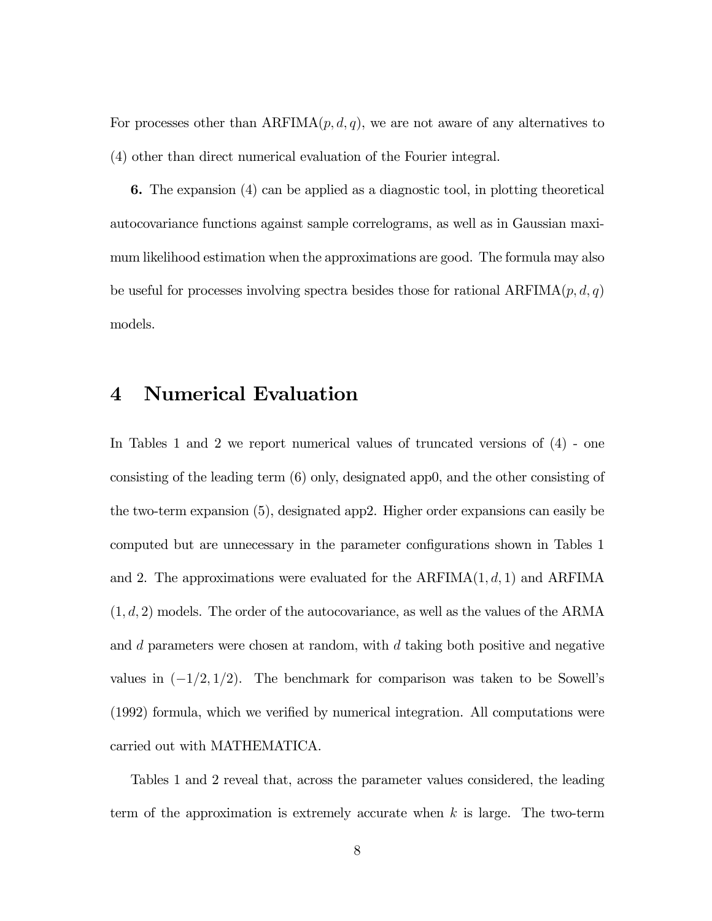For processes other than ARFIMA$(p, d, q)$, we are not aware of any alternatives to (4) other than direct numerical evaluation of the Fourier integral.

**6.** The expansion (4) can be applied as a diagnostic tool, in plotting theoretical autocovariance functions against sample correlograms, as well as in Gaussian maximum likelihood estimation when the approximations are good. The formula may also be useful for processes involving spectra besides those for rational ARFIMA$(p, d, q)$ models.

# 4 Numerical Evaluation

In Tables 1 and 2 we report numerical values of truncated versions of (4) - one consisting of the leading term (6) only, designated app0, and the other consisting of the two-term expansion (5), designated app2. Higher order expansions can easily be computed but are unnecessary in the parameter configurations shown in Tables 1 and 2. The approximations were evaluated for the ARFIMA$(1, d, 1)$ and ARFIMA $(1, d, 2)$ models. The order of the autocovariance, as well as the values of the ARMA and $d$ parameters were chosen at random, with $d$ taking both positive and negative values in $(-1/2, 1/2)$. The benchmark for comparison was taken to be Sowell's (1992) formula, which we verified by numerical integration. All computations were carried out with MATHEMATICA.

Tables 1 and 2 reveal that, across the parameter values considered, the leading term of the approximation is extremely accurate when $k$ is large. The two-term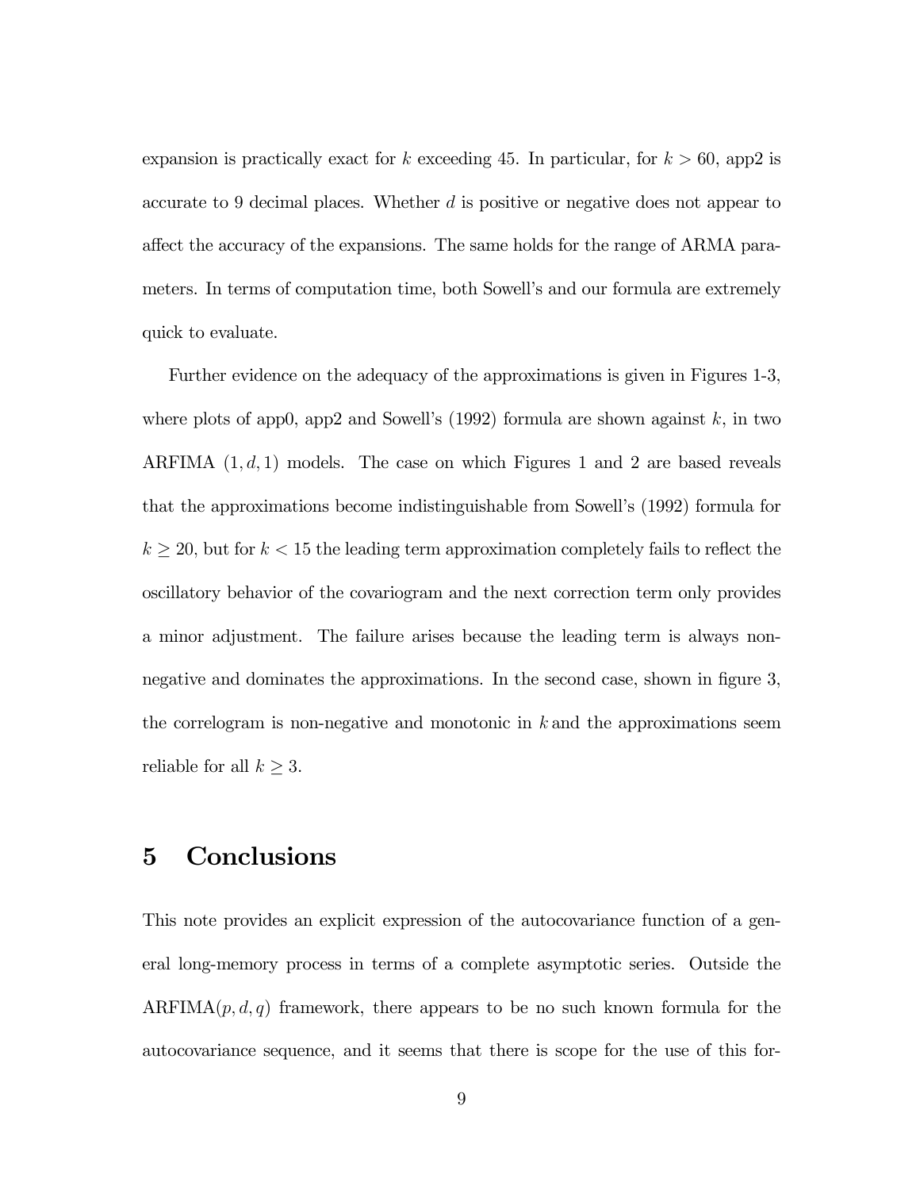expansion is practically exact for $k$ exceeding 45. In particular, for $k > 60$, app2 is accurate to 9 decimal places. Whether $d$ is positive or negative does not appear to affect the accuracy of the expansions. The same holds for the range of ARMA parameters. In terms of computation time, both Sowell's and our formula are extremely quick to evaluate.

Further evidence on the adequacy of the approximations is given in Figures 1-3, where plots of app0, app2 and Sowell's (1992) formula are shown against $k$, in two ARFIMA $(1, d, 1)$ models. The case on which Figures 1 and 2 are based reveals that the approximations become indistinguishable from Sowell's (1992) formula for $k \geq 20$, but for $k < 15$ the leading term approximation completely fails to reflect the oscillatory behavior of the covariogram and the next correction term only provides a minor adjustment. The failure arises because the leading term is always non-negative and dominates the approximations. In the second case, shown in figure 3, the correlogram is non-negative and monotonic in $k$ and the approximations seem reliable for all $k \geq 3$.

# 5 Conclusions

This note provides an explicit expression of the autocovariance function of a general long-memory process in terms of a complete asymptotic series. Outside the ARFIMA$(p, d, q)$ framework, there appears to be no such known formula for the autocovariance sequence, and it seems that there is scope for the use of this for-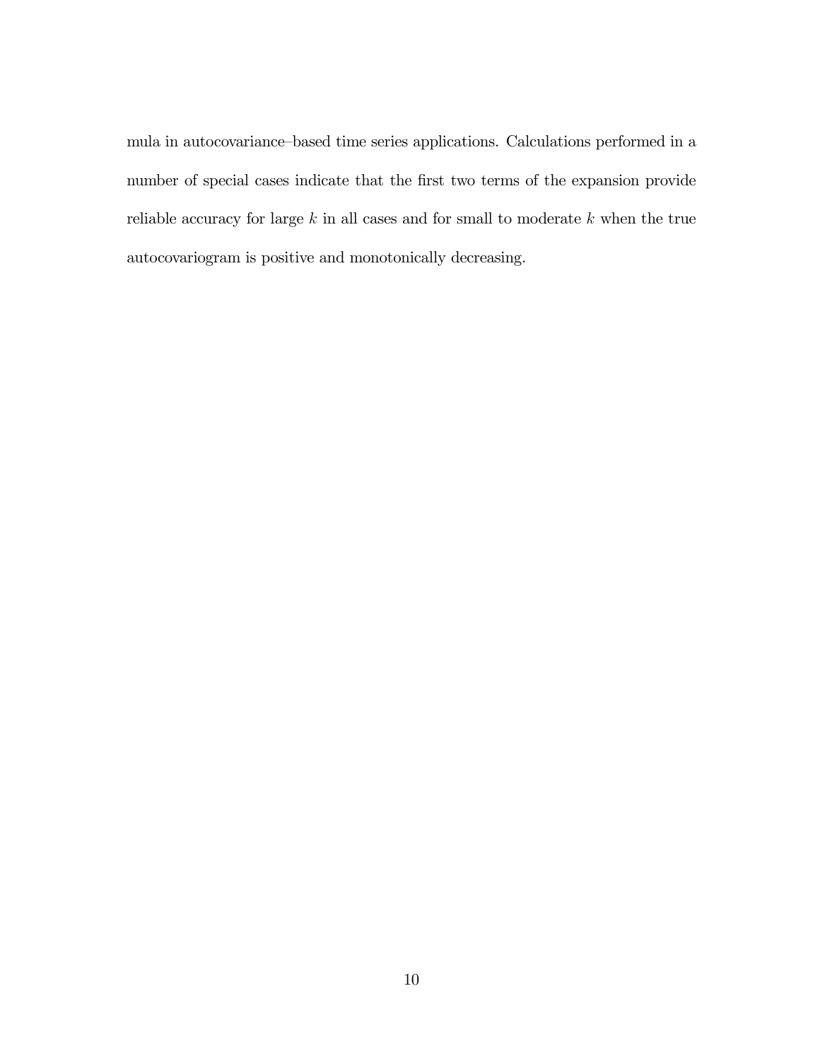mula in autocovariance–based time series applications. Calculations performed in a number of special cases indicate that the first two terms of the expansion provide reliable accuracy for large $k$ in all cases and for small to moderate $k$ when the true autocovariogram is positive and monotonically decreasing.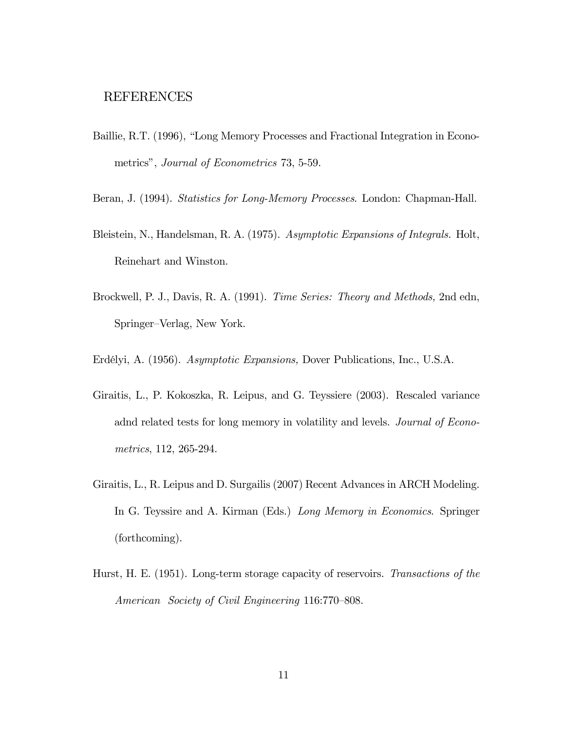## REFERENCES

Baillie, R.T. (1996), "Long Memory Processes and Fractional Integration in Econometrics", *Journal of Econometrics* 73, 5-59.

Beran, J. (1994). *Statistics for Long-Memory Processes*. London: Chapman-Hall.

Bleistein, N., Handelsman, R. A. (1975). *Asymptotic Expansions of Integrals.* Holt, Reinehart and Winston.

Brockwell, P. J., Davis, R. A. (1991). *Time Series: Theory and Methods,* 2nd edn, Springer–Verlag, New York.

Erdélyi, A. (1956). *Asymptotic Expansions,* Dover Publications, Inc., U.S.A.

Giraitis, L., P. Kokoszka, R. Leipus, and G. Teyssiere (2003). Rescaled variance adnd related tests for long memory in volatility and levels. *Journal of Econometrics*, 112, 265-294.

Giraitis, L., R. Leipus and D. Surgailis (2007) Recent Advances in ARCH Modeling. In G. Teyssire and A. Kirman (Eds.) *Long Memory in Economics*. Springer (forthcoming).

Hurst, H. E. (1951). Long-term storage capacity of reservoirs. *Transactions of the American Society of Civil Engineering* 116:770–808.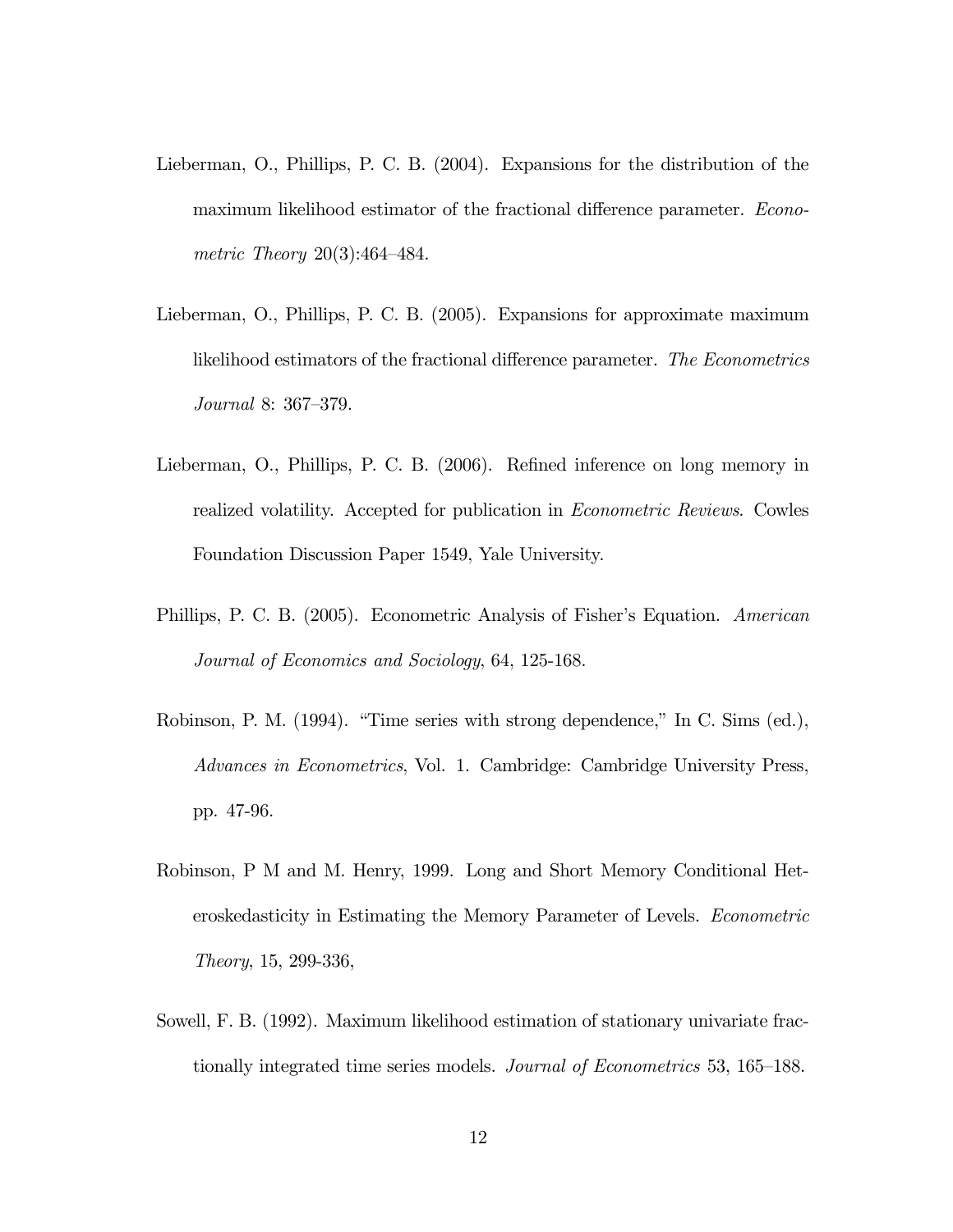Lieberman, O., Phillips, P. C. B. (2004). Expansions for the distribution of the maximum likelihood estimator of the fractional difference parameter. *Econometric Theory* 20(3):464–484.

Lieberman, O., Phillips, P. C. B. (2005). Expansions for approximate maximum likelihood estimators of the fractional difference parameter. *The Econometrics Journal* 8: 367–379.

Lieberman, O., Phillips, P. C. B. (2006). Refined inference on long memory in realized volatility. Accepted for publication in *Econometric Reviews*. Cowles Foundation Discussion Paper 1549, Yale University.

Phillips, P. C. B. (2005). Econometric Analysis of Fisher's Equation. *American Journal of Economics and Sociology*, 64, 125-168.

Robinson, P. M. (1994). "Time series with strong dependence," In C. Sims (ed.), *Advances in Econometrics*, Vol. 1. Cambridge: Cambridge University Press, pp. 47-96.

Robinson, P M and M. Henry, 1999. Long and Short Memory Conditional Heteroskedasticity in Estimating the Memory Parameter of Levels. *Econometric Theory*, 15, 299-336,

Sowell, F. B. (1992). Maximum likelihood estimation of stationary univariate fractionally integrated time series models. *Journal of Econometrics* 53, 165–188.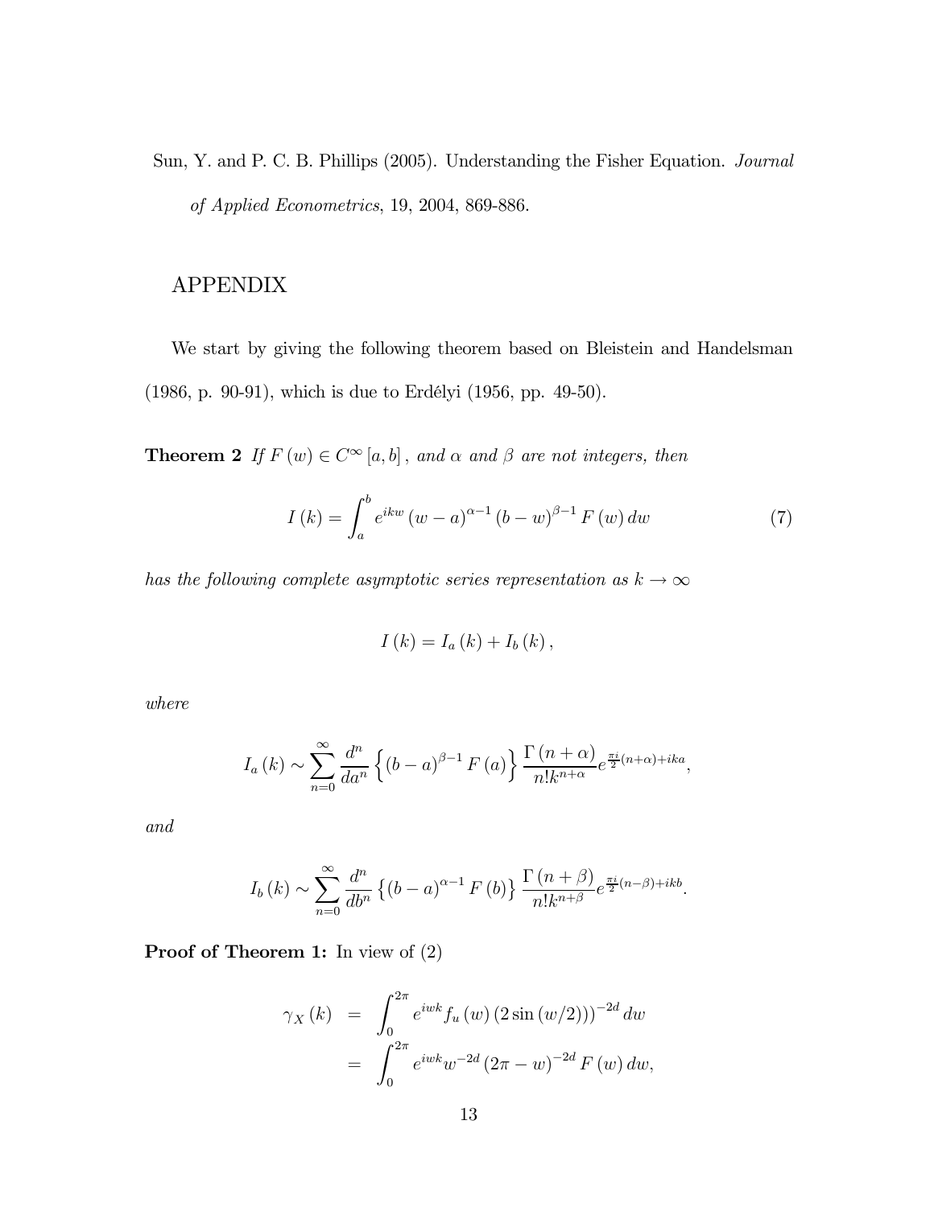Sun, Y. and P. C. B. Phillips (2005). Understanding the Fisher Equation. *Journal of Applied Econometrics*, 19, 2004, 869-886.

## APPENDIX

We start by giving the following theorem based on Bleistein and Handelsman (1986, p. 90-91), which is due to Erdélyi (1956, pp. 49-50).

**Theorem 2** *If $F(w) \in C^{\infty}[a,b]$, and $\alpha$ and $\beta$ are not integers, then*

$$I(k) = \int_a^b e^{ikw} (w-a)^{\alpha-1} (b-w)^{\beta-1} F(w) \, dw \tag{7}$$

*has the following complete asymptotic series representation as $k \to \infty$*

$$I(k) = I_a(k) + I_b(k),$$

*where*

$$I_a(k) \sim \sum_{n=0}^{\infty} \frac{d^n}{da^n} \left\{ (b-a)^{\beta-1} F(a) \right\} \frac{\Gamma(n+\alpha)}{n! k^{n+\alpha}} e^{\frac{\pi i}{2}(n+\alpha)+ika},$$

*and*

$$I_b(k) \sim \sum_{n=0}^{\infty} \frac{d^n}{db^n} \left\{ (b-a)^{\alpha-1} F(b) \right\} \frac{\Gamma(n+\beta)}{n! k^{n+\beta}} e^{\frac{\pi i}{2}(n-\beta)+ikb}.$$

**Proof of Theorem 1:** In view of (2)

$$\begin{aligned}
\gamma_X(k) &= \int_0^{2\pi} e^{iwk} f_u(w) \left(2\sin(w/2)\right)^{-2d} dw \\
&= \int_0^{2\pi} e^{iwk} w^{-2d} (2\pi - w)^{-2d} F(w) \, dw,
\end{aligned}$$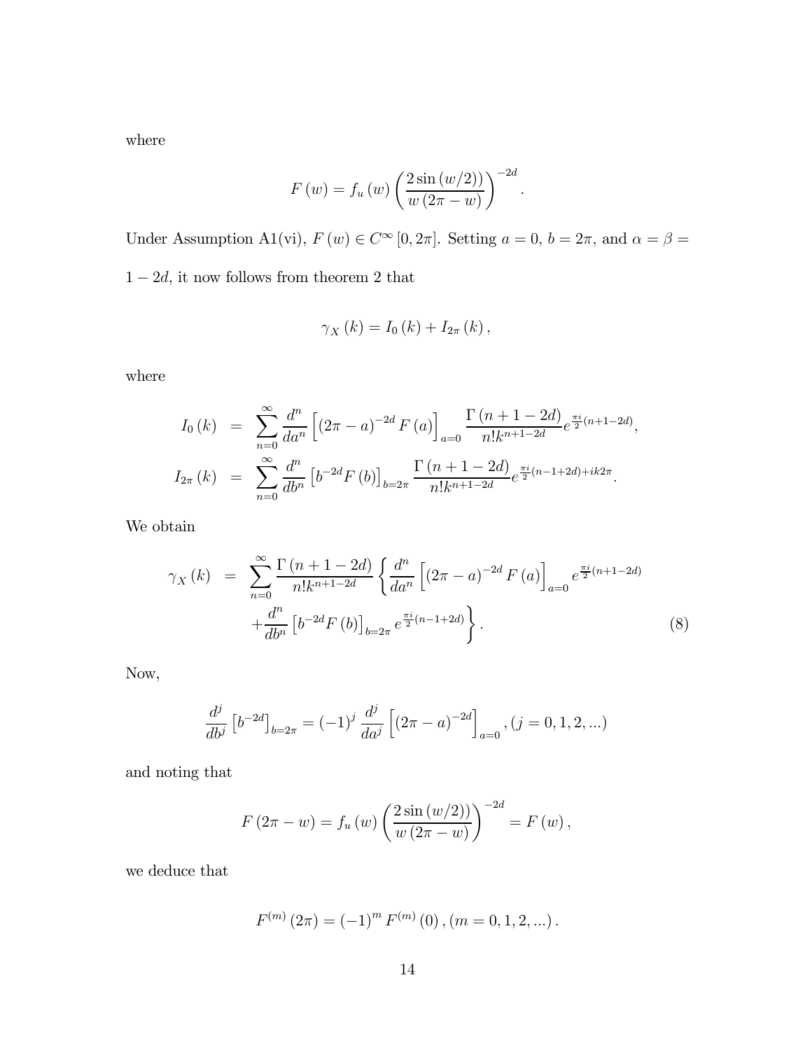where

$$F(w) = f_u(w) \left( \frac{2\sin(w/2))}{w(2\pi - w)} \right)^{-2d}.$$

Under Assumption A1(vi), $F(w) \in C^{\infty}[0, 2\pi]$. Setting $a = 0$, $b = 2\pi$, and $\alpha = \beta = 1 - 2d$, it now follows from theorem 2 that

$$\gamma_X(k) = I_0(k) + I_{2\pi}(k),$$

where

$$\begin{aligned} I_0(k) &= \sum_{n=0}^{\infty} \frac{d^n}{da^n} \left[ (2\pi - a)^{-2d} F(a) \right]_{a=0} \frac{\Gamma(n+1-2d)}{n! k^{n+1-2d}} e^{\frac{\pi i}{2}(n+1-2d)}, \\ I_{2\pi}(k) &= \sum_{n=0}^{\infty} \frac{d^n}{db^n} \left[ b^{-2d} F(b) \right]_{b=2\pi} \frac{\Gamma(n+1-2d)}{n! k^{n+1-2d}} e^{\frac{\pi i}{2}(n-1+2d)+ik2\pi}. \end{aligned}$$

We obtain

$$\begin{aligned} \gamma_X(k) &= \sum_{n=0}^{\infty} \frac{\Gamma(n+1-2d)}{n! k^{n+1-2d}} \left\{ \frac{d^n}{da^n} \left[ (2\pi - a)^{-2d} F(a) \right]_{a=0} e^{\frac{\pi i}{2}(n+1-2d)} \right. \\ &\quad \left. + \frac{d^n}{db^n} \left[ b^{-2d} F(b) \right]_{b=2\pi} e^{\frac{\pi i}{2}(n-1+2d)} \right\}. \end{aligned} \tag{8}$$

Now,

$$\frac{d^j}{db^j} \left[ b^{-2d} \right]_{b=2\pi} = (-1)^j \frac{d^j}{da^j} \left[ (2\pi - a)^{-2d} \right]_{a=0}, (j = 0, 1, 2, ...)$$

and noting that

$$F(2\pi - w) = f_u(w) \left( \frac{2\sin(w/2))}{w(2\pi - w)} \right)^{-2d} = F(w),$$

we deduce that

$$F^{(m)}(2\pi) = (-1)^m F^{(m)}(0), (m = 0, 1, 2, ...).$$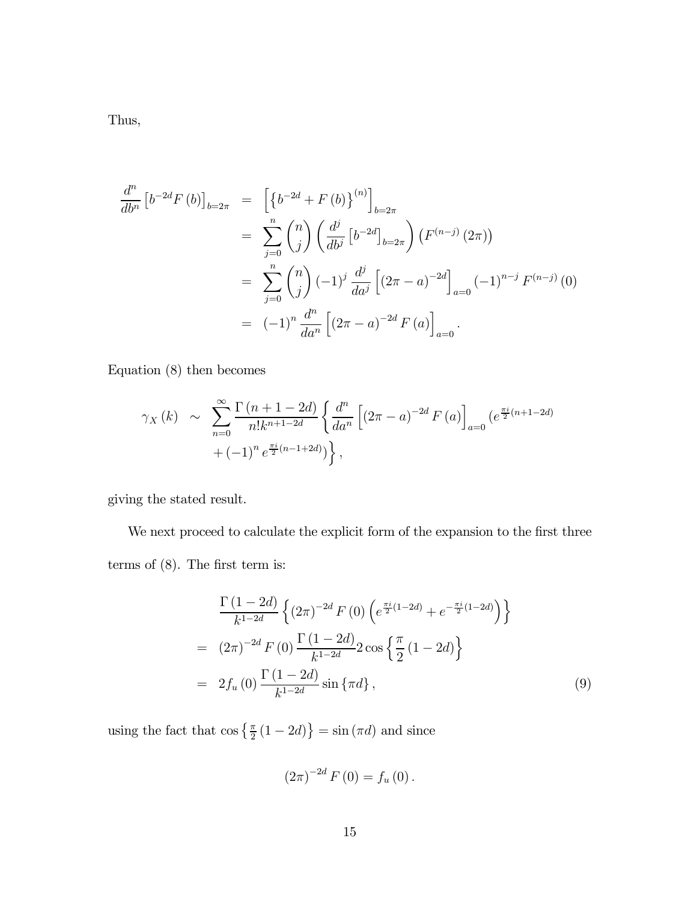Thus,

$$
\begin{aligned}
\frac{d^n}{db^n}\left[b^{-2d}F(b)\right]_{b=2\pi} &= \left[\left\{b^{-2d}+F(b)\right\}^{(n)}\right]_{b=2\pi} \\
&= \sum_{j=0}^{n}\binom{n}{j}\left(\frac{d^j}{db^j}\left[b^{-2d}\right]_{b=2\pi}\right)\left(F^{(n-j)}(2\pi)\right) \\
&= \sum_{j=0}^{n}\binom{n}{j}(-1)^j\frac{d^j}{da^j}\left[(2\pi-a)^{-2d}\right]_{a=0}(-1)^{n-j}F^{(n-j)}(0) \\
&= (-1)^n\frac{d^n}{da^n}\left[(2\pi-a)^{-2d}F(a)\right]_{a=0}.
\end{aligned}
$$

Equation (8) then becomes

$$
\begin{aligned}
\gamma_X(k) \sim\ & \sum_{n=0}^{\infty}\frac{\Gamma(n+1-2d)}{n!k^{n+1-2d}}\left\{\frac{d^n}{da^n}\left[(2\pi-a)^{-2d}F(a)\right]_{a=0}(e^{\frac{\pi i}{2}(n+1-2d)}\right. \\
&\left.+(-1)^n e^{\frac{\pi i}{2}(n-1+2d)})\right\},
\end{aligned}
$$

giving the stated result.

We next proceed to calculate the explicit form of the expansion to the first three terms of (8). The first term is:

$$
\begin{aligned}
& \frac{\Gamma(1-2d)}{k^{1-2d}}\left\{(2\pi)^{-2d}F(0)\left(e^{\frac{\pi i}{2}(1-2d)}+e^{-\frac{\pi i}{2}(1-2d)}\right)\right\} \\
=\ & (2\pi)^{-2d}F(0)\frac{\Gamma(1-2d)}{k^{1-2d}}2\cos\left\{\frac{\pi}{2}(1-2d)\right\} \\
=\ & 2f_u(0)\frac{\Gamma(1-2d)}{k^{1-2d}}\sin\{\pi d\}, \qquad (9)
\end{aligned}
$$

using the fact that $\cos\left\{\frac{\pi}{2}(1-2d)\right\}=\sin(\pi d)$ and since

$$
(2\pi)^{-2d}F(0)=f_u(0).
$$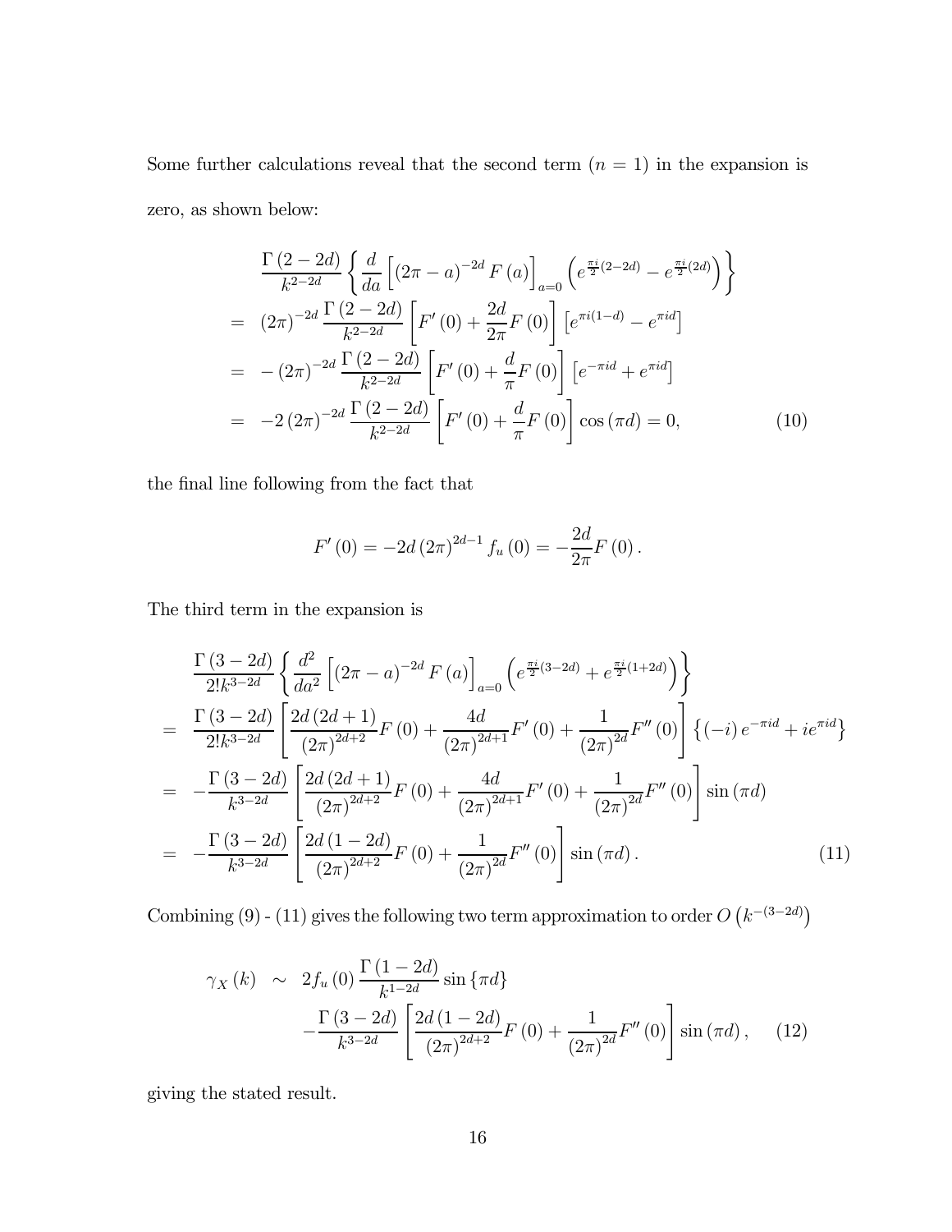Some further calculations reveal that the second term ($n = 1$) in the expansion is zero, as shown below:

$$
\begin{aligned}
& \frac{\Gamma(2-2d)}{k^{2-2d}} \left\{ \frac{d}{da} \left[ (2\pi - a)^{-2d} F(a) \right]_{a=0} \left( e^{\frac{\pi i}{2}(2-2d)} - e^{\frac{\pi i}{2}(2d)} \right) \right\} \\
= \; & (2\pi)^{-2d} \frac{\Gamma(2-2d)}{k^{2-2d}} \left[ F'(0) + \frac{2d}{2\pi} F(0) \right] \left[ e^{\pi i (1-d)} - e^{\pi i d} \right] \\
= \; & -(2\pi)^{-2d} \frac{\Gamma(2-2d)}{k^{2-2d}} \left[ F'(0) + \frac{d}{\pi} F(0) \right] \left[ e^{-\pi i d} + e^{\pi i d} \right] \\
= \; & -2(2\pi)^{-2d} \frac{\Gamma(2-2d)}{k^{2-2d}} \left[ F'(0) + \frac{d}{\pi} F(0) \right] \cos(\pi d) = 0, \qquad (10)
\end{aligned}
$$

the final line following from the fact that

$$
F'(0) = -2d(2\pi)^{2d-1} f_u(0) = -\frac{2d}{2\pi} F(0).
$$

The third term in the expansion is

$$
\begin{aligned}
& \frac{\Gamma(3-2d)}{2! k^{3-2d}} \left\{ \frac{d^2}{da^2} \left[ (2\pi - a)^{-2d} F(a) \right]_{a=0} \left( e^{\frac{\pi i}{2}(3-2d)} + e^{\frac{\pi i}{2}(1+2d)} \right) \right\} \\
= \; & \frac{\Gamma(3-2d)}{2! k^{3-2d}} \left[ \frac{2d(2d+1)}{(2\pi)^{2d+2}} F(0) + \frac{4d}{(2\pi)^{2d+1}} F'(0) + \frac{1}{(2\pi)^{2d}} F''(0) \right] \left\{ (-i) e^{-\pi i d} + i e^{\pi i d} \right\} \\
= \; & -\frac{\Gamma(3-2d)}{k^{3-2d}} \left[ \frac{2d(2d+1)}{(2\pi)^{2d+2}} F(0) + \frac{4d}{(2\pi)^{2d+1}} F'(0) + \frac{1}{(2\pi)^{2d}} F''(0) \right] \sin(\pi d) \\
= \; & -\frac{\Gamma(3-2d)}{k^{3-2d}} \left[ \frac{2d(1-2d)}{(2\pi)^{2d+2}} F(0) + \frac{1}{(2\pi)^{2d}} F''(0) \right] \sin(\pi d). \qquad (11)
\end{aligned}
$$

Combining (9) - (11) gives the following two term approximation to order $O\left(k^{-(3-2d)}\right)$

$$
\begin{aligned}
\gamma_X(k) \;\sim\; & 2 f_u(0) \frac{\Gamma(1-2d)}{k^{1-2d}} \sin\{\pi d\} \\
& - \frac{\Gamma(3-2d)}{k^{3-2d}} \left[ \frac{2d(1-2d)}{(2\pi)^{2d+2}} F(0) + \frac{1}{(2\pi)^{2d}} F''(0) \right] \sin(\pi d), \qquad (12)
\end{aligned}
$$

giving the stated result.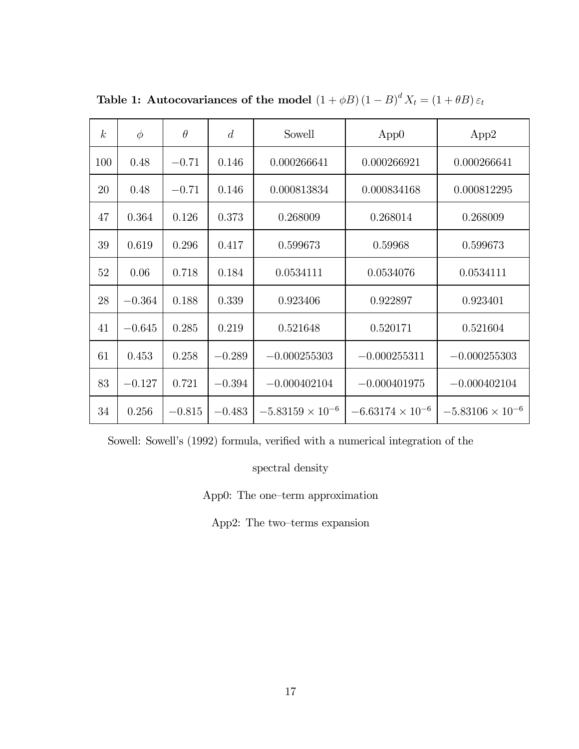**Table 1: Autocovariances of the model $\left(1+\phi B\right)\left(1-B\right)^{d} X_t = \left(1+\theta B\right)\varepsilon_t$**

| $k$ | $\phi$ | $\theta$ | $d$ | Sowell | App0 | App2 |
|---|---|---|---|---|---|---|
| 100 | 0.48 | $-0.71$ | 0.146 | 0.000266641 | 0.000266921 | 0.000266641 |
| 20 | 0.48 | $-0.71$ | 0.146 | 0.000813834 | 0.000834168 | 0.000812295 |
| 47 | 0.364 | 0.126 | 0.373 | 0.268009 | 0.268014 | 0.268009 |
| 39 | 0.619 | 0.296 | 0.417 | 0.599673 | 0.59968 | 0.599673 |
| 52 | 0.06 | 0.718 | 0.184 | 0.0534111 | 0.0534076 | 0.0534111 |
| 28 | $-0.364$ | 0.188 | 0.339 | 0.923406 | 0.922897 | 0.923401 |
| 41 | $-0.645$ | 0.285 | 0.219 | 0.521648 | 0.520171 | 0.521604 |
| 61 | 0.453 | 0.258 | $-0.289$ | $-0.000255303$ | $-0.000255311$ | $-0.000255303$ |
| 83 | $-0.127$ | 0.721 | $-0.394$ | $-0.000402104$ | $-0.000401975$ | $-0.000402104$ |
| 34 | 0.256 | $-0.815$ | $-0.483$ | $-5.83159 \times 10^{-6}$ | $-6.63174 \times 10^{-6}$ | $-5.83106 \times 10^{-6}$ |

Sowell: Sowell's (1992) formula, verified with a numerical integration of the spectral density

App0: The one–term approximation

App2: The two–terms expansion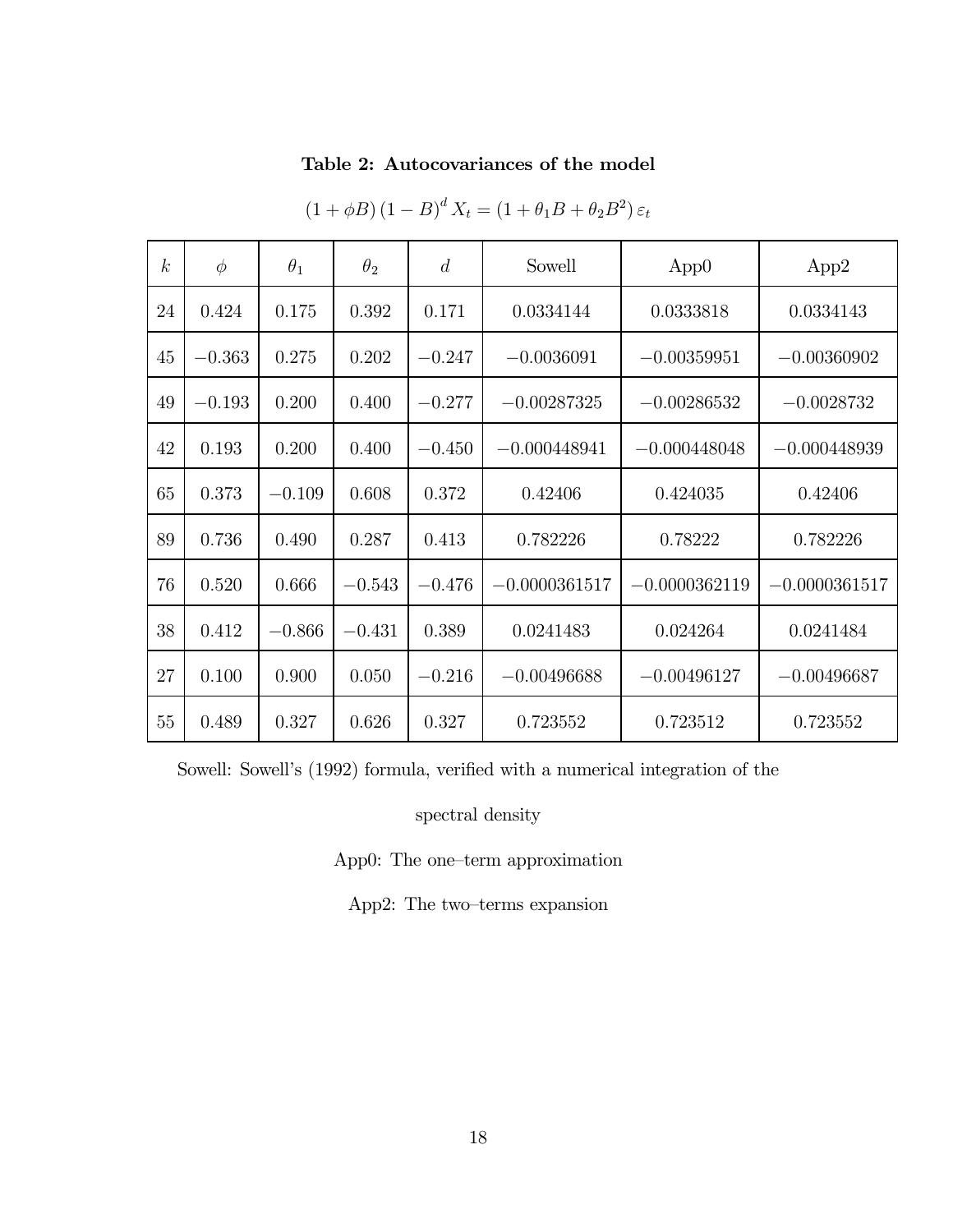**Table 2: Autocovariances of the model**

$$(1 + \phi B)(1 - B)^d X_t = (1 + \theta_1 B + \theta_2 B^2)\, \varepsilon_t$$

| $k$ | $\phi$ | $\theta_1$ | $\theta_2$ | $d$ | Sowell | App0 | App2 |
|---|---|---|---|---|---|---|---|
| 24 | 0.424 | 0.175 | 0.392 | 0.171 | 0.0334144 | 0.0333818 | 0.0334143 |
| 45 | $-0.363$ | 0.275 | 0.202 | $-0.247$ | $-0.0036091$ | $-0.00359951$ | $-0.00360902$ |
| 49 | $-0.193$ | 0.200 | 0.400 | $-0.277$ | $-0.00287325$ | $-0.00286532$ | $-0.0028732$ |
| 42 | 0.193 | 0.200 | 0.400 | $-0.450$ | $-0.000448941$ | $-0.000448048$ | $-0.000448939$ |
| 65 | 0.373 | $-0.109$ | 0.608 | 0.372 | 0.42406 | 0.424035 | 0.42406 |
| 89 | 0.736 | 0.490 | 0.287 | 0.413 | 0.782226 | 0.78222 | 0.782226 |
| 76 | 0.520 | 0.666 | $-0.543$ | $-0.476$ | $-0.0000361517$ | $-0.0000362119$ | $-0.0000361517$ |
| 38 | 0.412 | $-0.866$ | $-0.431$ | 0.389 | 0.0241483 | 0.024264 | 0.0241484 |
| 27 | 0.100 | 0.900 | 0.050 | $-0.216$ | $-0.00496688$ | $-0.00496127$ | $-0.00496687$ |
| 55 | 0.489 | 0.327 | 0.626 | 0.327 | 0.723552 | 0.723512 | 0.723552 |

Sowell: Sowell's (1992) formula, verified with a numerical integration of the spectral density

App0: The one–term approximation

App2: The two–terms expansion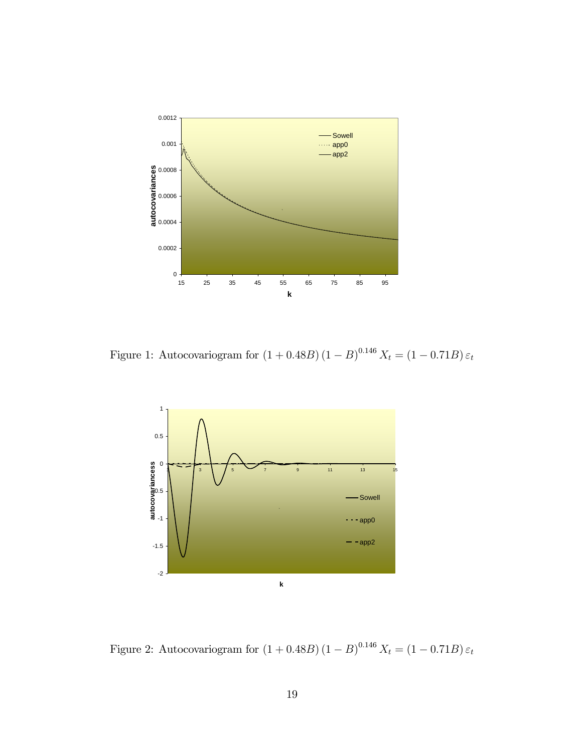Figure 1: Autocovariogram for $(1+0.48B)(1-B)^{0.146}X_t = (1-0.71B)\varepsilon_t$

Figure 2: Autocovariogram for $(1+0.48B)(1-B)^{0.146}X_t = (1-0.71B)\varepsilon_t$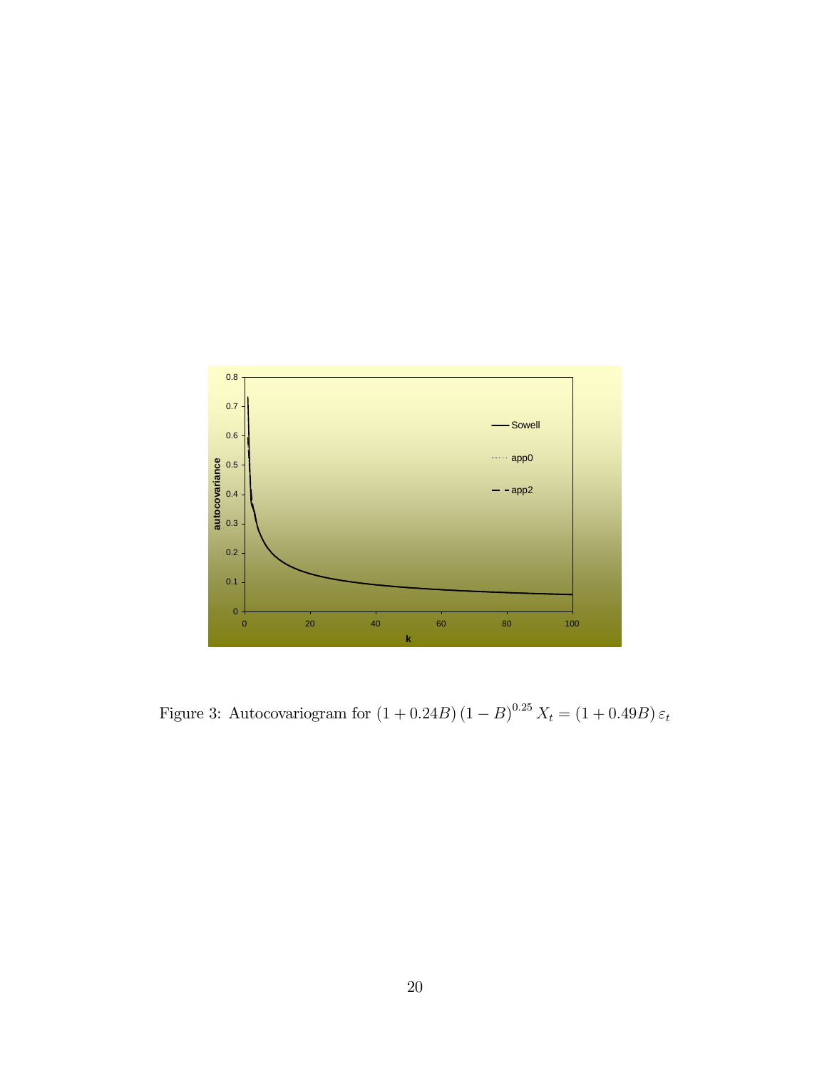0.8
0.7
0.6
0.5
0.4
0.3
0.2
0.1
0
0
20
40
60
80
100
autocovariance
k
Sowell
app0
app2

Figure 3: Autocovariogram for $(1+0.24B)(1-B)^{0.25} X_t = (1+0.49B)\varepsilon_t$